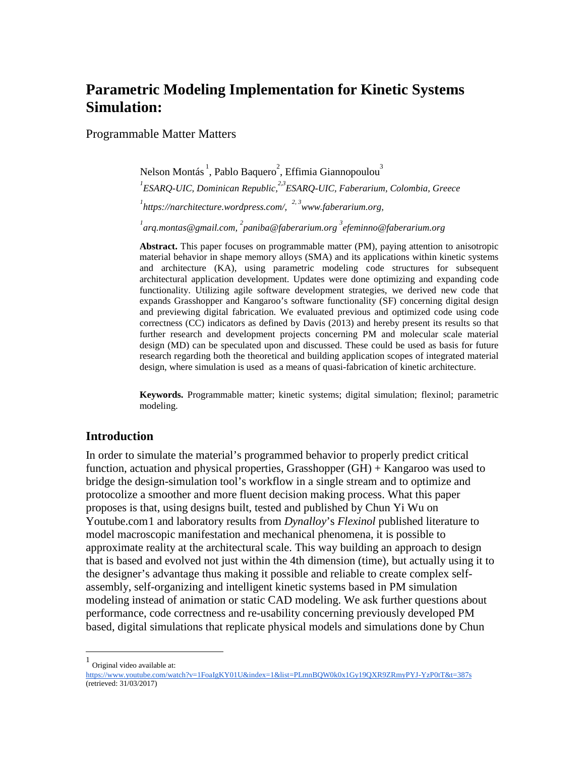# Parametric Modeling Implementation for Kinetic Systems Simulation:

Programmable Matter Matters

Nelson Montás [1], Pablo Baquero[2], Effimia Giannopoulou[3]

[1]*ESARQ-UIC, Dominican Republic,* [2,3]*ESARQ-UIC, Faberarium, Colombia, Greece*

[1]*https://narchitecture.wordpress.com/,* [2, 3]*www.faberarium.org,*

[1]*arq.montas@gmail.com,* [2]*paniba@faberarium.org* [3]*efeminno@faberarium.org*

**Abstract.** This paper focuses on programmable matter (PM), paying attention to anisotropic material behavior in shape memory alloys (SMA) and its applications within kinetic systems and architecture (KA), using parametric modeling code structures for subsequent architectural application development. Updates were done optimizing and expanding code functionality. Utilizing agile software development strategies, we derived new code that expands Grasshopper and Kangaroo's software functionality (SF) concerning digital design and previewing digital fabrication. We evaluated previous and optimized code using code correctness (CC) indicators as defined by Davis (2013) and hereby present its results so that further research and development projects concerning PM and molecular scale material design (MD) can be speculated upon and discussed. These could be used as basis for future research regarding both the theoretical and building application scopes of integrated material design, where simulation is used as a means of quasi-fabrication of kinetic architecture.

**Keywords.** Programmable matter; kinetic systems; digital simulation; flexinol; parametric modeling.

## Introduction

In order to simulate the material's programmed behavior to properly predict critical function, actuation and physical properties, Grasshopper (GH) + Kangaroo was used to bridge the design-simulation tool's workflow in a single stream and to optimize and protocolize a smoother and more fluent decision making process. What this paper proposes is that, using designs built, tested and published by Chun Yi Wu on Youtube.com[1] and laboratory results from *Dynalloy*'s *Flexinol* published literature to model macroscopic manifestation and mechanical phenomena, it is possible to approximate reality at the architectural scale. This way building an approach to design that is based and evolved not just within the 4th dimension (time), but actually using it to the designer's advantage thus making it possible and reliable to create complex self-assembly, self-organizing and intelligent kinetic systems based in PM simulation modeling instead of animation or static CAD modeling. We ask further questions about performance, code correctness and re-usability concerning previously developed PM based, digital simulations that replicate physical models and simulations done by Chun

[1] Original video available at: https://www.youtube.com/watch?v=1FoaIgKY01U&index=1&list=PLmnBQW0k0x1Gy19QXR9ZRmyPYJ-YzP0tT&t=387s (retrieved: 31/03/2017)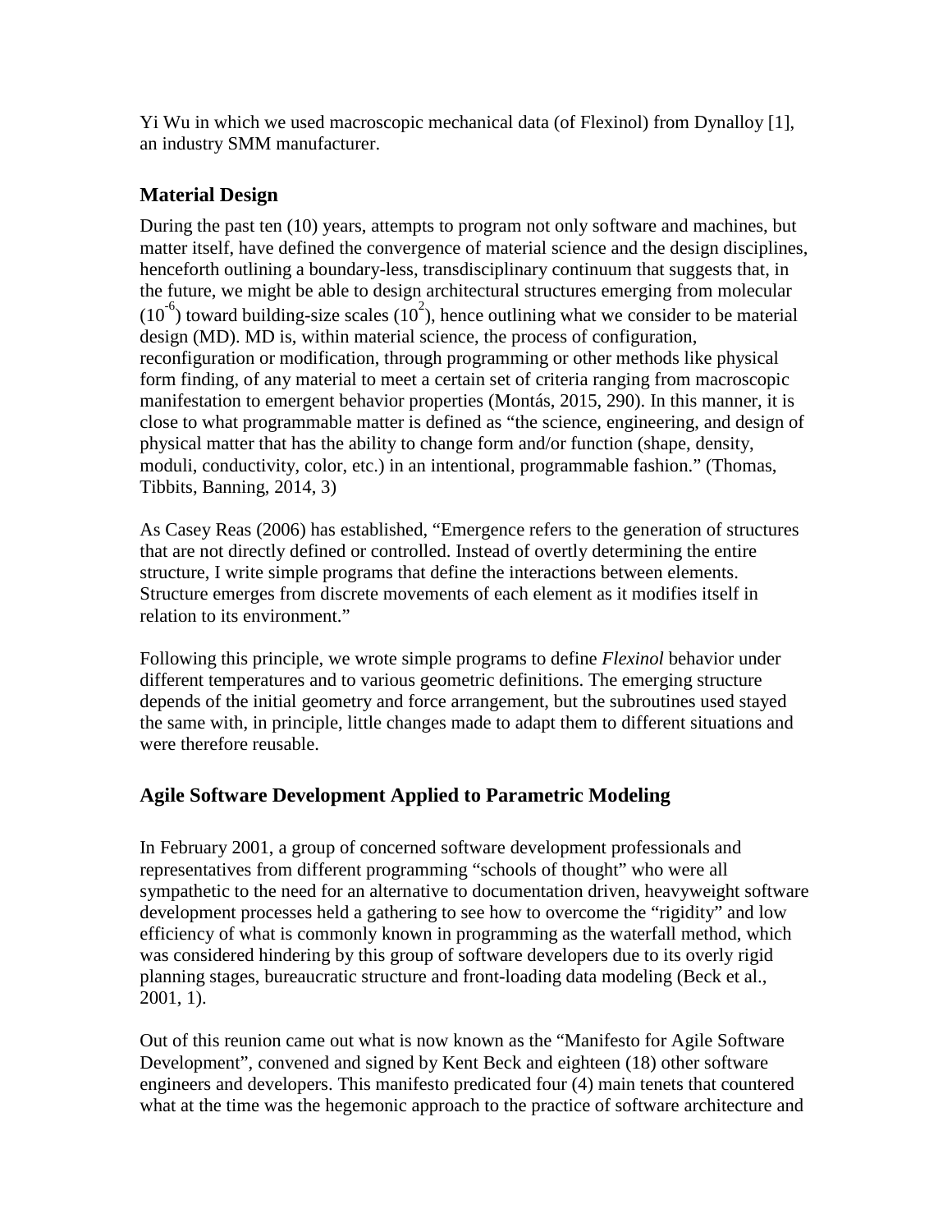Yi Wu in which we used macroscopic mechanical data (of Flexinol) from Dynalloy [1], an industry SMM manufacturer.

## Material Design

During the past ten (10) years, attempts to program not only software and machines, but matter itself, have defined the convergence of material science and the design disciplines, henceforth outlining a boundary-less, transdisciplinary continuum that suggests that, in the future, we might be able to design architectural structures emerging from molecular ($10^{-6}$) toward building-size scales ($10^{2}$), hence outlining what we consider to be material design (MD). MD is, within material science, the process of configuration, reconfiguration or modification, through programming or other methods like physical form finding, of any material to meet a certain set of criteria ranging from macroscopic manifestation to emergent behavior properties (Montás, 2015, 290). In this manner, it is close to what programmable matter is defined as "the science, engineering, and design of physical matter that has the ability to change form and/or function (shape, density, moduli, conductivity, color, etc.) in an intentional, programmable fashion." (Thomas, Tibbits, Banning, 2014, 3)

As Casey Reas (2006) has established, "Emergence refers to the generation of structures that are not directly defined or controlled. Instead of overtly determining the entire structure, I write simple programs that define the interactions between elements. Structure emerges from discrete movements of each element as it modifies itself in relation to its environment."

Following this principle, we wrote simple programs to define *Flexinol* behavior under different temperatures and to various geometric definitions. The emerging structure depends of the initial geometry and force arrangement, but the subroutines used stayed the same with, in principle, little changes made to adapt them to different situations and were therefore reusable.

## Agile Software Development Applied to Parametric Modeling

In February 2001, a group of concerned software development professionals and representatives from different programming "schools of thought" who were all sympathetic to the need for an alternative to documentation driven, heavyweight software development processes held a gathering to see how to overcome the "rigidity" and low efficiency of what is commonly known in programming as the waterfall method, which was considered hindering by this group of software developers due to its overly rigid planning stages, bureaucratic structure and front-loading data modeling (Beck et al., 2001, 1).

Out of this reunion came out what is now known as the "Manifesto for Agile Software Development", convened and signed by Kent Beck and eighteen (18) other software engineers and developers. This manifesto predicated four (4) main tenets that countered what at the time was the hegemonic approach to the practice of software architecture and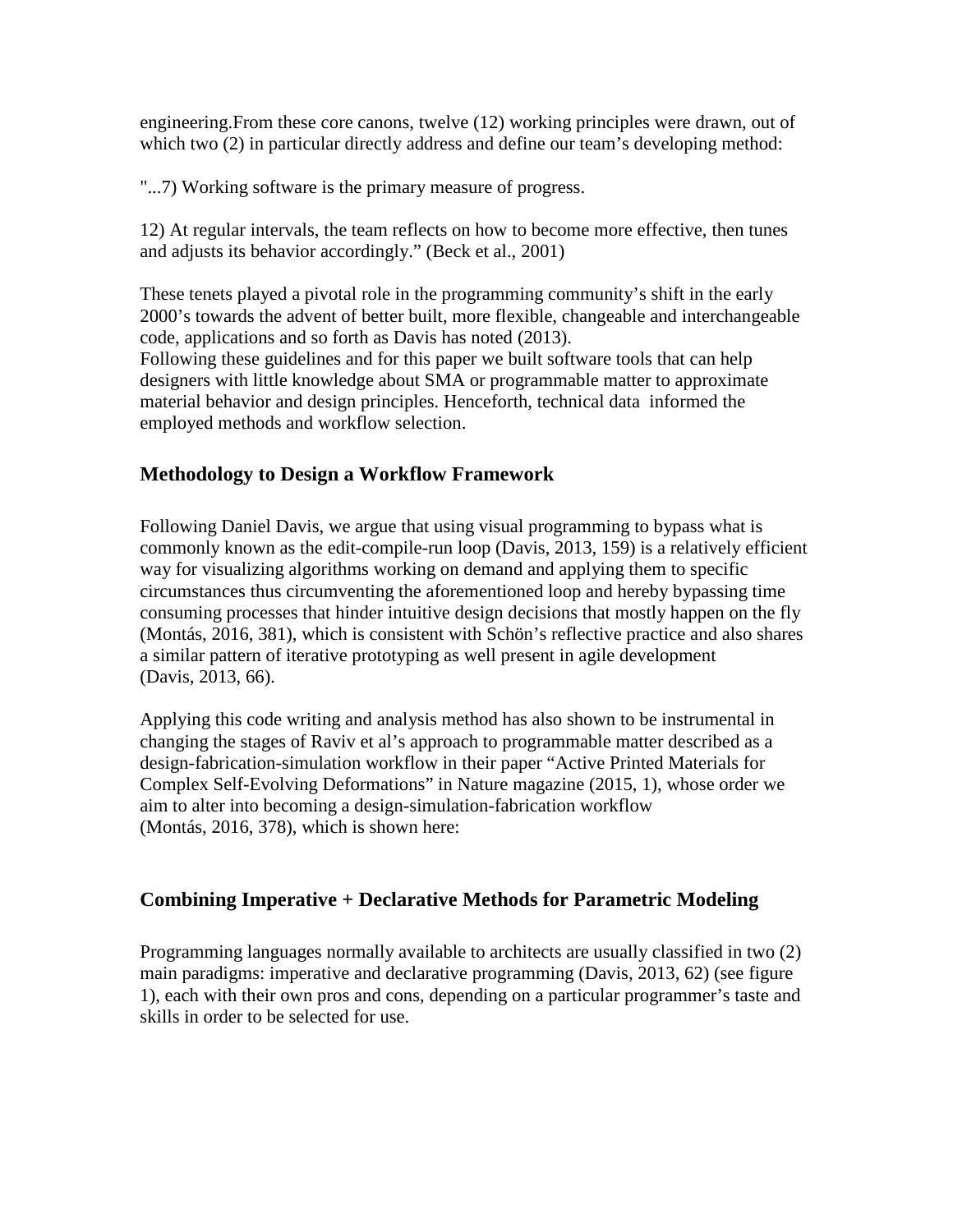engineering.From these core canons, twelve (12) working principles were drawn, out of which two (2) in particular directly address and define our team's developing method:

"...7) Working software is the primary measure of progress.

12) At regular intervals, the team reflects on how to become more effective, then tunes and adjusts its behavior accordingly." (Beck et al., 2001)

These tenets played a pivotal role in the programming community's shift in the early 2000's towards the advent of better built, more flexible, changeable and interchangeable code, applications and so forth as Davis has noted (2013).
Following these guidelines and for this paper we built software tools that can help designers with little knowledge about SMA or programmable matter to approximate material behavior and design principles. Henceforth, technical data informed the employed methods and workflow selection.

## Methodology to Design a Workflow Framework

Following Daniel Davis, we argue that using visual programming to bypass what is commonly known as the edit-compile-run loop (Davis, 2013, 159) is a relatively efficient way for visualizing algorithms working on demand and applying them to specific circumstances thus circumventing the aforementioned loop and hereby bypassing time consuming processes that hinder intuitive design decisions that mostly happen on the fly (Montás, 2016, 381), which is consistent with Schön's reflective practice and also shares a similar pattern of iterative prototyping as well present in agile development (Davis, 2013, 66).

Applying this code writing and analysis method has also shown to be instrumental in changing the stages of Raviv et al's approach to programmable matter described as a design-fabrication-simulation workflow in their paper "Active Printed Materials for Complex Self-Evolving Deformations" in Nature magazine (2015, 1), whose order we aim to alter into becoming a design-simulation-fabrication workflow (Montás, 2016, 378), which is shown here:

## Combining Imperative + Declarative Methods for Parametric Modeling

Programming languages normally available to architects are usually classified in two (2) main paradigms: imperative and declarative programming (Davis, 2013, 62) (see figure 1), each with their own pros and cons, depending on a particular programmer's taste and skills in order to be selected for use.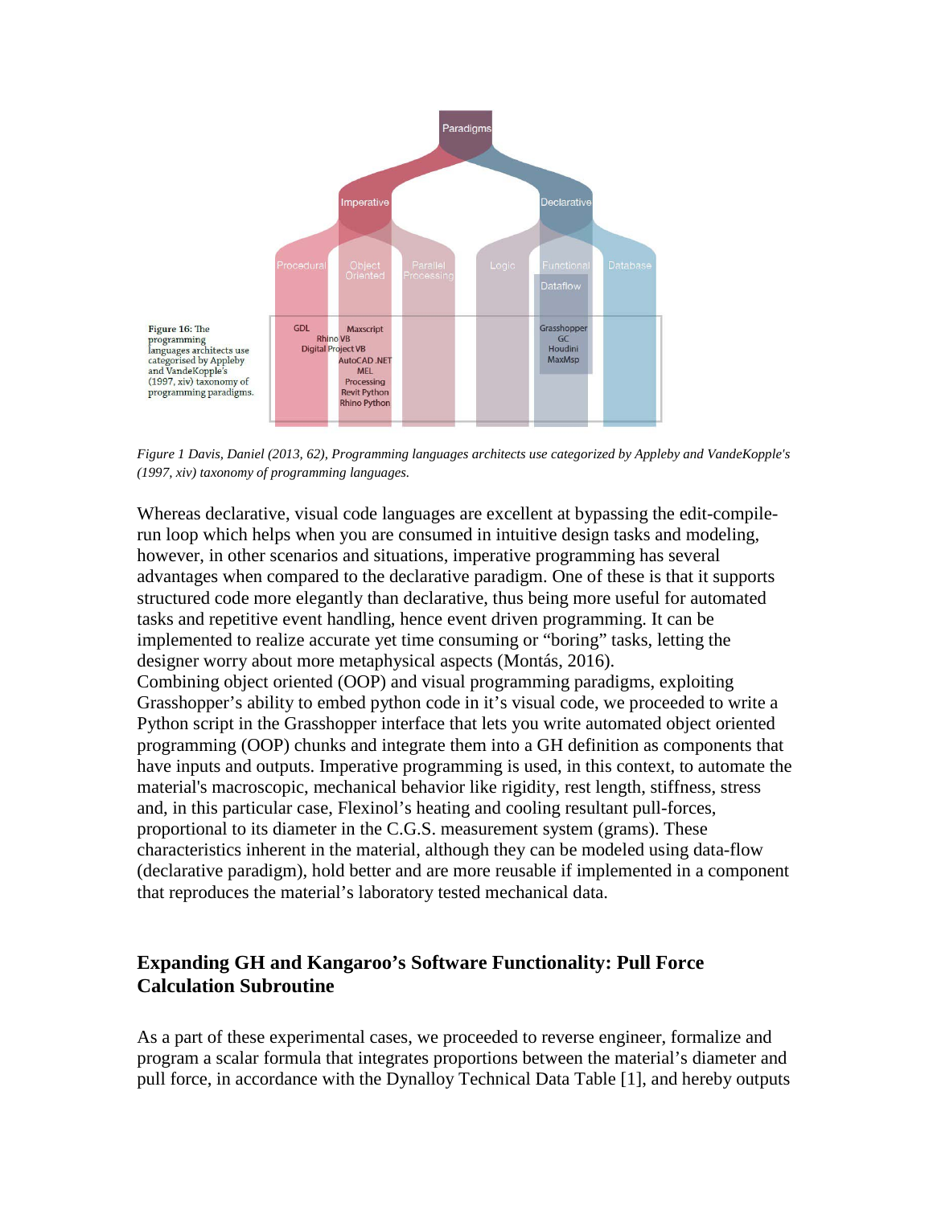*Figure 1 Davis, Daniel (2013, 62), Programming languages architects use categorized by Appleby and VandeKopple's (1997, xiv) taxonomy of programming languages.*

Whereas declarative, visual code languages are excellent at bypassing the edit-compile-run loop which helps when you are consumed in intuitive design tasks and modeling, however, in other scenarios and situations, imperative programming has several advantages when compared to the declarative paradigm. One of these is that it supports structured code more elegantly than declarative, thus being more useful for automated tasks and repetitive event handling, hence event driven programming. It can be implemented to realize accurate yet time consuming or “boring” tasks, letting the designer worry about more metaphysical aspects (Montás, 2016).
Combining object oriented (OOP) and visual programming paradigms, exploiting Grasshopper’s ability to embed python code in it’s visual code, we proceeded to write a Python script in the Grasshopper interface that lets you write automated object oriented programming (OOP) chunks and integrate them into a GH definition as components that have inputs and outputs. Imperative programming is used, in this context, to automate the material's macroscopic, mechanical behavior like rigidity, rest length, stiffness, stress and, in this particular case, Flexinol’s heating and cooling resultant pull-forces, proportional to its diameter in the C.G.S. measurement system (grams). These characteristics inherent in the material, although they can be modeled using data-flow (declarative paradigm), hold better and are more reusable if implemented in a component that reproduces the material’s laboratory tested mechanical data.

## Expanding GH and Kangaroo’s Software Functionality: Pull Force Calculation Subroutine

As a part of these experimental cases, we proceeded to reverse engineer, formalize and program a scalar formula that integrates proportions between the material’s diameter and pull force, in accordance with the Dynalloy Technical Data Table [1], and hereby outputs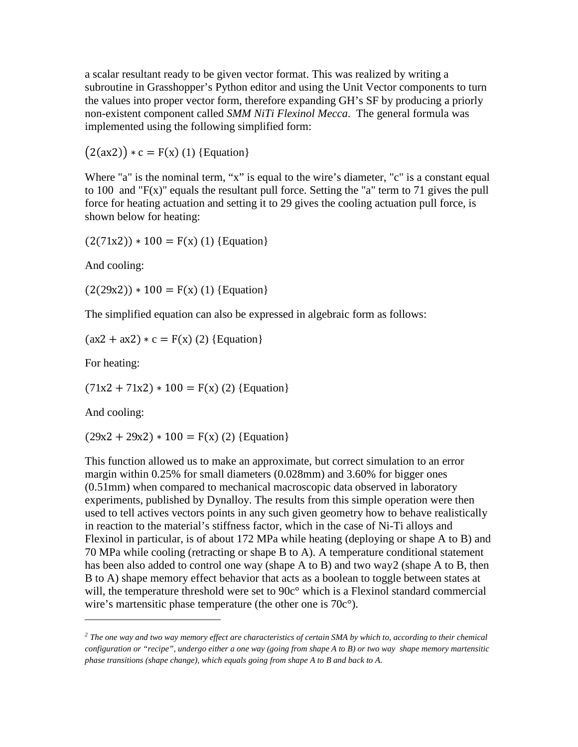a scalar resultant ready to be given vector format. This was realized by writing a subroutine in Grasshopper's Python editor and using the Unit Vector components to turn the values into proper vector form, therefore expanding GH's SF by producing a priorly non-existent component called *SMM NiTi Flexinol Mecca*. The general formula was implemented using the following simplified form:

$$(2(ax2)) * c = F(x) \quad (1) \text{ \{Equation\}}$$

Where "a" is the nominal term, "x" is equal to the wire's diameter, "c" is a constant equal to 100 and "F(x)" equals the resultant pull force. Setting the "a" term to 71 gives the pull force for heating actuation and setting it to 29 gives the cooling actuation pull force, is shown below for heating:

$$(2(71x2)) * 100 = F(x) \quad (1) \text{ \{Equation\}}$$

And cooling:

$$(2(29x2)) * 100 = F(x) \quad (1) \text{ \{Equation\}}$$

The simplified equation can also be expressed in algebraic form as follows:

$$(ax2 + ax2) * c = F(x) \quad (2) \text{ \{Equation\}}$$

For heating:

$$(71x2 + 71x2) * 100 = F(x) \quad (2) \text{ \{Equation\}}$$

And cooling:

$$(29x2 + 29x2) * 100 = F(x) \quad (2) \text{ \{Equation\}}$$

This function allowed us to make an approximate, but correct simulation to an error margin within 0.25% for small diameters (0.028mm) and 3.60% for bigger ones (0.51mm) when compared to mechanical macroscopic data observed in laboratory experiments, published by Dynalloy. The results from this simple operation were then used to tell actives vectors points in any such given geometry how to behave realistically in reaction to the material's stiffness factor, which in the case of Ni-Ti alloys and Flexinol in particular, is of about 172 MPa while heating (deploying or shape A to B) and 70 MPa while cooling (retracting or shape B to A). A temperature conditional statement has been also added to control one way (shape A to B) and two way[2] (shape A to B, then B to A) shape memory effect behavior that acts as a boolean to toggle between states at will, the temperature threshold were set to 90c° which is a Flexinol standard commercial wire's martensitic phase temperature (the other one is 70c°).

---

[2] *The one way and two way memory effect are characteristics of certain SMA by which to, according to their chemical configuration or "recipe", undergo either a one way (going from shape A to B) or two way shape memory martensitic phase transitions (shape change), which equals going from shape A to B and back to A.*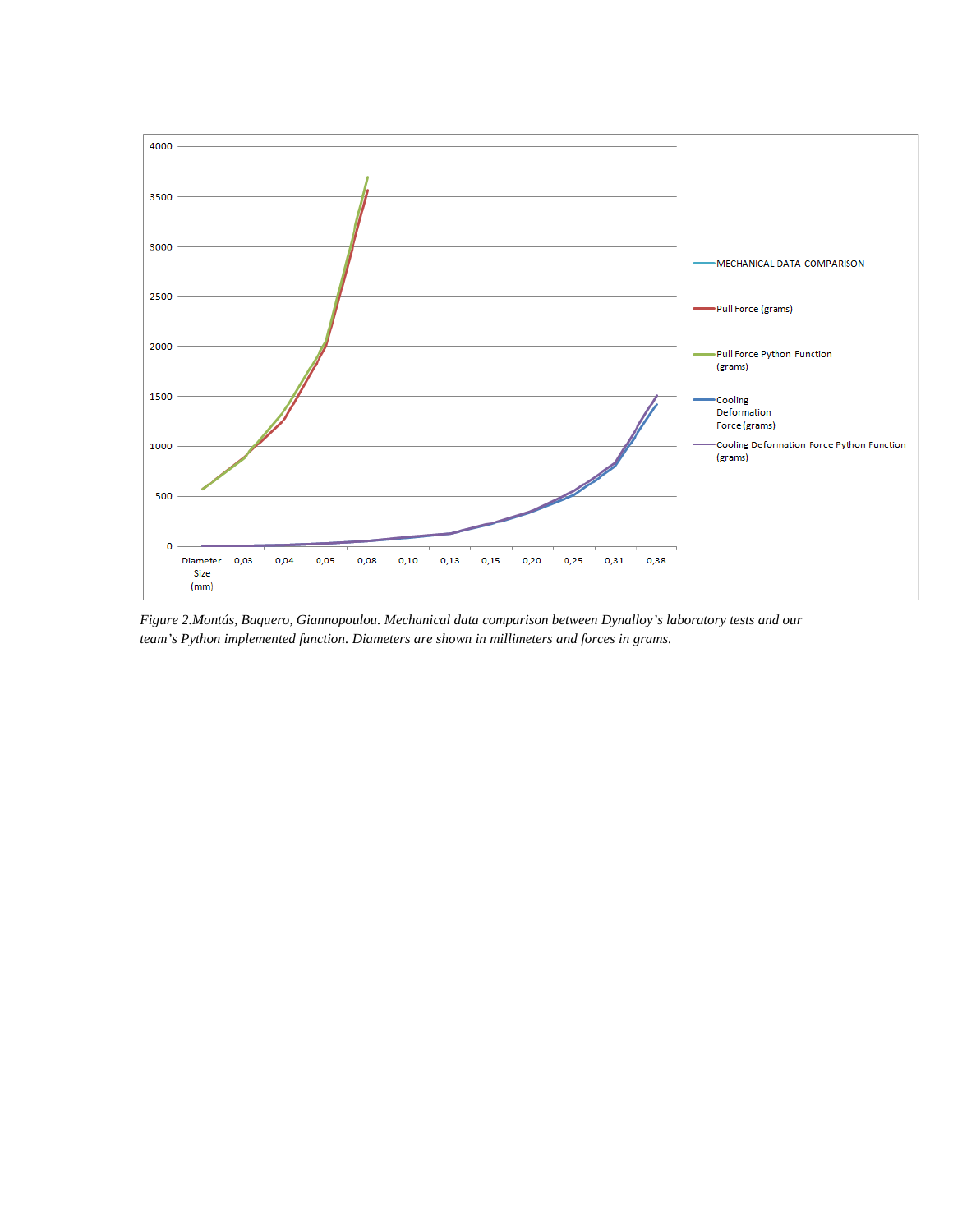*Figure 2.Montás, Baquero, Giannopoulou. Mechanical data comparison between Dynalloy's laboratory tests and our team's Python implemented function. Diameters are shown in millimeters and forces in grams.*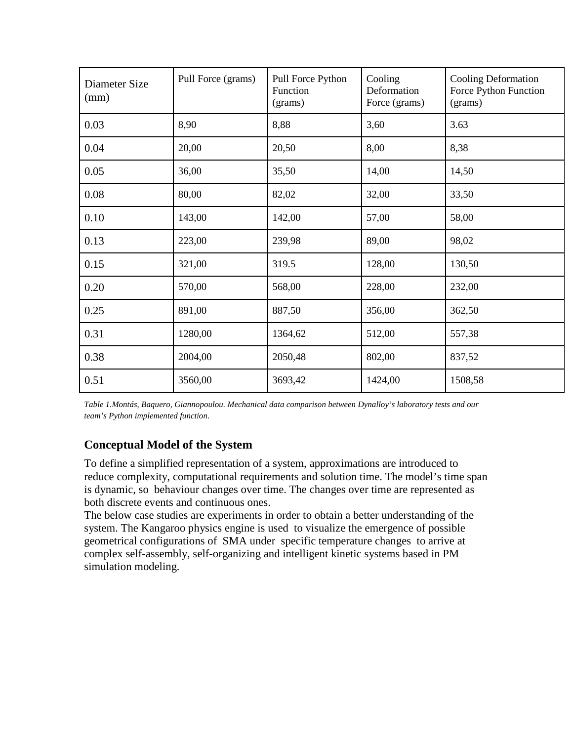| Diameter Size (mm) | Pull Force (grams) | Pull Force Python Function (grams) | Cooling Deformation Force (grams) | Cooling Deformation Force Python Function (grams) |
|---|---|---|---|---|
| 0.03 | 8,90 | 8,88 | 3,60 | 3.63 |
| 0.04 | 20,00 | 20,50 | 8,00 | 8,38 |
| 0.05 | 36,00 | 35,50 | 14,00 | 14,50 |
| 0.08 | 80,00 | 82,02 | 32,00 | 33,50 |
| 0.10 | 143,00 | 142,00 | 57,00 | 58,00 |
| 0.13 | 223,00 | 239,98 | 89,00 | 98,02 |
| 0.15 | 321,00 | 319.5 | 128,00 | 130,50 |
| 0.20 | 570,00 | 568,00 | 228,00 | 232,00 |
| 0.25 | 891,00 | 887,50 | 356,00 | 362,50 |
| 0.31 | 1280,00 | 1364,62 | 512,00 | 557,38 |
| 0.38 | 2004,00 | 2050,48 | 802,00 | 837,52 |
| 0.51 | 3560,00 | 3693,42 | 1424,00 | 1508,58 |

*Table 1.Montás, Baquero, Giannopoulou. Mechanical data comparison between Dynalloy's laboratory tests and our team's Python implemented function.*

## Conceptual Model of the System

To define a simplified representation of a system, approximations are introduced to reduce complexity, computational requirements and solution time. The model's time span is dynamic, so behaviour changes over time. The changes over time are represented as both discrete events and continuous ones.

The below case studies are experiments in order to obtain a better understanding of the system. The Kangaroo physics engine is used to visualize the emergence of possible geometrical configurations of SMA under specific temperature changes to arrive at complex self-assembly, self-organizing and intelligent kinetic systems based in PM simulation modeling.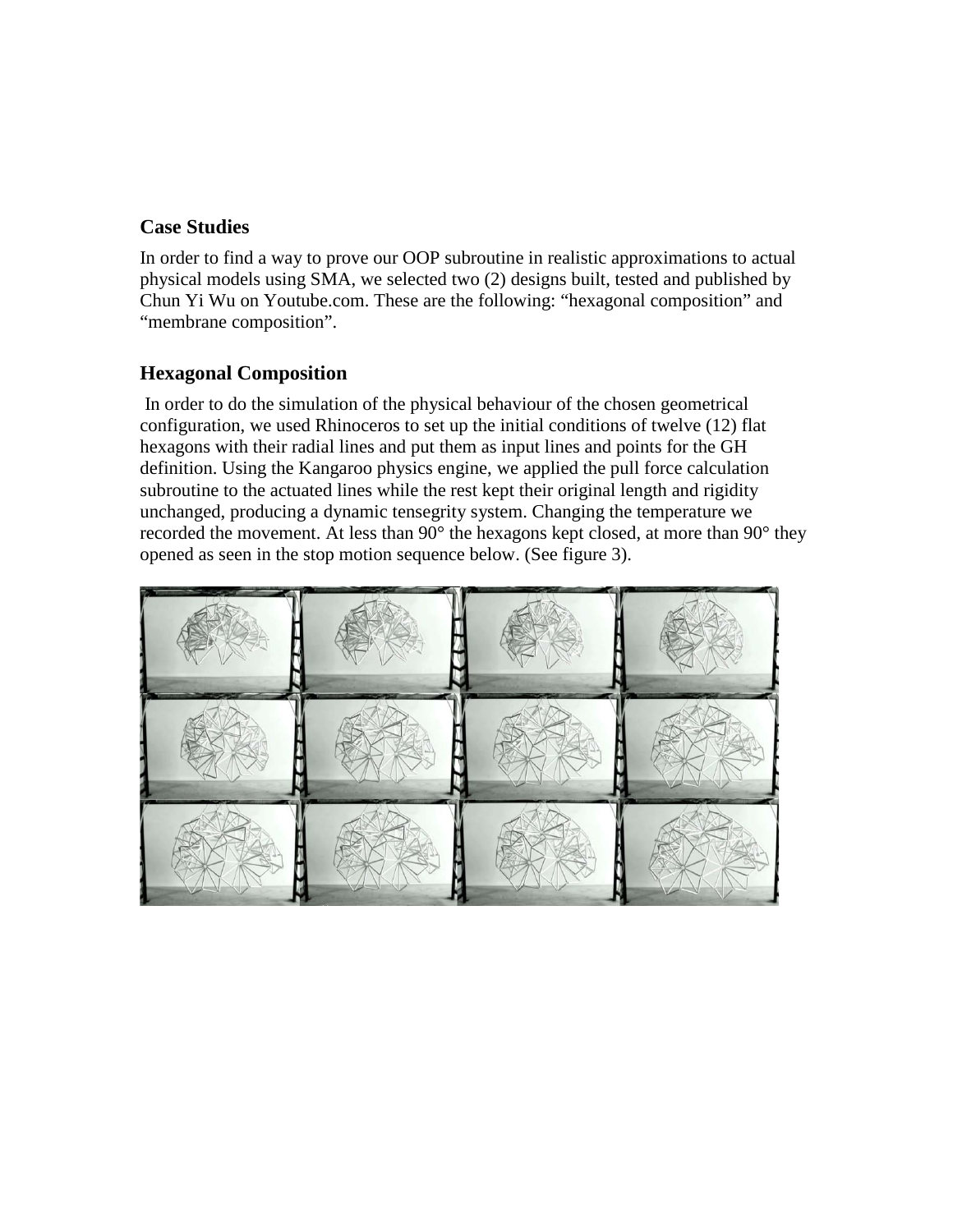## Case Studies

In order to find a way to prove our OOP subroutine in realistic approximations to actual physical models using SMA, we selected two (2) designs built, tested and published by Chun Yi Wu on Youtube.com. These are the following: "hexagonal composition" and "membrane composition".

## Hexagonal Composition

In order to do the simulation of the physical behaviour of the chosen geometrical configuration, we used Rhinoceros to set up the initial conditions of twelve (12) flat hexagons with their radial lines and put them as input lines and points for the GH definition. Using the Kangaroo physics engine, we applied the pull force calculation subroutine to the actuated lines while the rest kept their original length and rigidity unchanged, producing a dynamic tensegrity system. Changing the temperature we recorded the movement. At less than 90° the hexagons kept closed, at more than 90° they opened as seen in the stop motion sequence below. (See figure 3).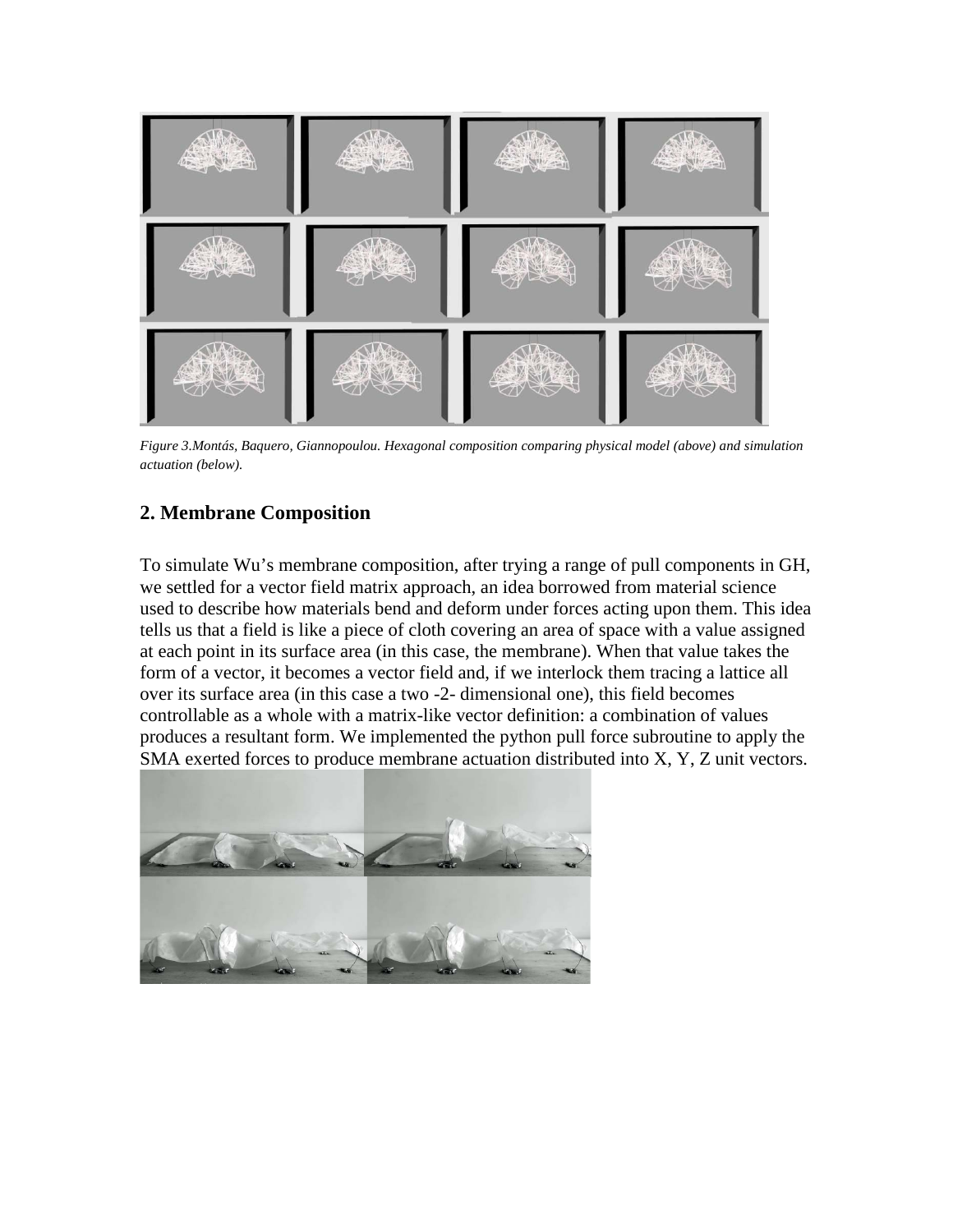*Figure 3.Montás, Baquero, Giannopoulou. Hexagonal composition comparing physical model (above) and simulation actuation (below).*

## 2. Membrane Composition

To simulate Wu's membrane composition, after trying a range of pull components in GH, we settled for a vector field matrix approach, an idea borrowed from material science used to describe how materials bend and deform under forces acting upon them. This idea tells us that a field is like a piece of cloth covering an area of space with a value assigned at each point in its surface area (in this case, the membrane). When that value takes the form of a vector, it becomes a vector field and, if we interlock them tracing a lattice all over its surface area (in this case a two -2- dimensional one), this field becomes controllable as a whole with a matrix-like vector definition: a combination of values produces a resultant form. We implemented the python pull force subroutine to apply the SMA exerted forces to produce membrane actuation distributed into X, Y, Z unit vectors.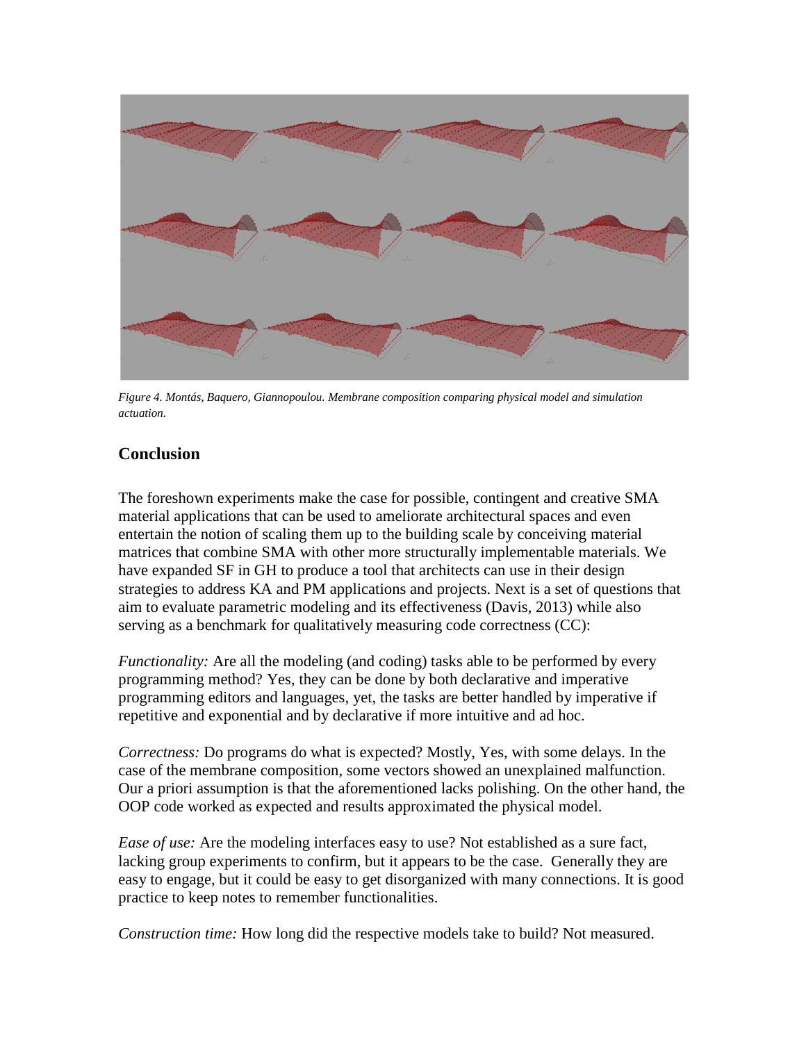*Figure 4. Montás, Baquero, Giannopoulou. Membrane composition comparing physical model and simulation actuation.*

## Conclusion

The foreshown experiments make the case for possible, contingent and creative SMA material applications that can be used to ameliorate architectural spaces and even entertain the notion of scaling them up to the building scale by conceiving material matrices that combine SMA with other more structurally implementable materials. We have expanded SF in GH to produce a tool that architects can use in their design strategies to address KA and PM applications and projects. Next is a set of questions that aim to evaluate parametric modeling and its effectiveness (Davis, 2013) while also serving as a benchmark for qualitatively measuring code correctness (CC):

*Functionality:* Are all the modeling (and coding) tasks able to be performed by every programming method? Yes, they can be done by both declarative and imperative programming editors and languages, yet, the tasks are better handled by imperative if repetitive and exponential and by declarative if more intuitive and ad hoc.

*Correctness:* Do programs do what is expected? Mostly, Yes, with some delays. In the case of the membrane composition, some vectors showed an unexplained malfunction. Our a priori assumption is that the aforementioned lacks polishing. On the other hand, the OOP code worked as expected and results approximated the physical model.

*Ease of use:* Are the modeling interfaces easy to use? Not established as a sure fact, lacking group experiments to confirm, but it appears to be the case. Generally they are easy to engage, but it could be easy to get disorganized with many connections. It is good practice to keep notes to remember functionalities.

*Construction time:* How long did the respective models take to build? Not measured.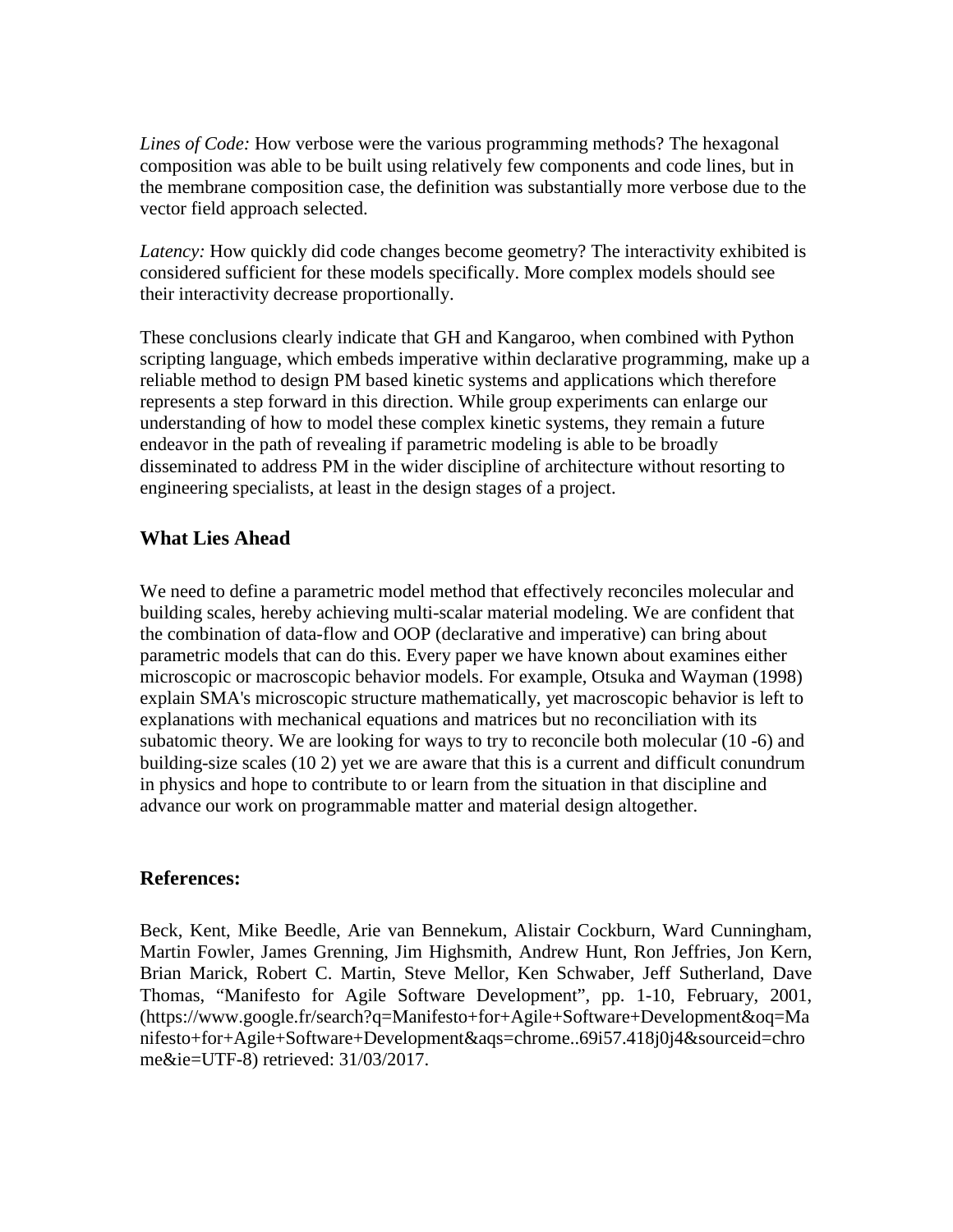*Lines of Code:* How verbose were the various programming methods? The hexagonal composition was able to be built using relatively few components and code lines, but in the membrane composition case, the definition was substantially more verbose due to the vector field approach selected.

*Latency:* How quickly did code changes become geometry? The interactivity exhibited is considered sufficient for these models specifically. More complex models should see their interactivity decrease proportionally.

These conclusions clearly indicate that GH and Kangaroo, when combined with Python scripting language, which embeds imperative within declarative programming, make up a reliable method to design PM based kinetic systems and applications which therefore represents a step forward in this direction. While group experiments can enlarge our understanding of how to model these complex kinetic systems, they remain a future endeavor in the path of revealing if parametric modeling is able to be broadly disseminated to address PM in the wider discipline of architecture without resorting to engineering specialists, at least in the design stages of a project.

## What Lies Ahead

We need to define a parametric model method that effectively reconciles molecular and building scales, hereby achieving multi-scalar material modeling. We are confident that the combination of data-flow and OOP (declarative and imperative) can bring about parametric models that can do this. Every paper we have known about examines either microscopic or macroscopic behavior models. For example, Otsuka and Wayman (1998) explain SMA's microscopic structure mathematically, yet macroscopic behavior is left to explanations with mechanical equations and matrices but no reconciliation with its subatomic theory. We are looking for ways to try to reconcile both molecular ($10^{-6}$) and building-size scales ($10^{2}$) yet we are aware that this is a current and difficult conundrum in physics and hope to contribute to or learn from the situation in that discipline and advance our work on programmable matter and material design altogether.

## References:

Beck, Kent, Mike Beedle, Arie van Bennekum, Alistair Cockburn, Ward Cunningham, Martin Fowler, James Grenning, Jim Highsmith, Andrew Hunt, Ron Jeffries, Jon Kern, Brian Marick, Robert C. Martin, Steve Mellor, Ken Schwaber, Jeff Sutherland, Dave Thomas, "Manifesto for Agile Software Development", pp. 1-10, February, 2001, (https://www.google.fr/search?q=Manifesto+for+Agile+Software+Development&oq=Manifesto+for+Agile+Software+Development&aqs=chrome..69i57.418j0j4&sourceid=chrome&ie=UTF-8) retrieved: 31/03/2017.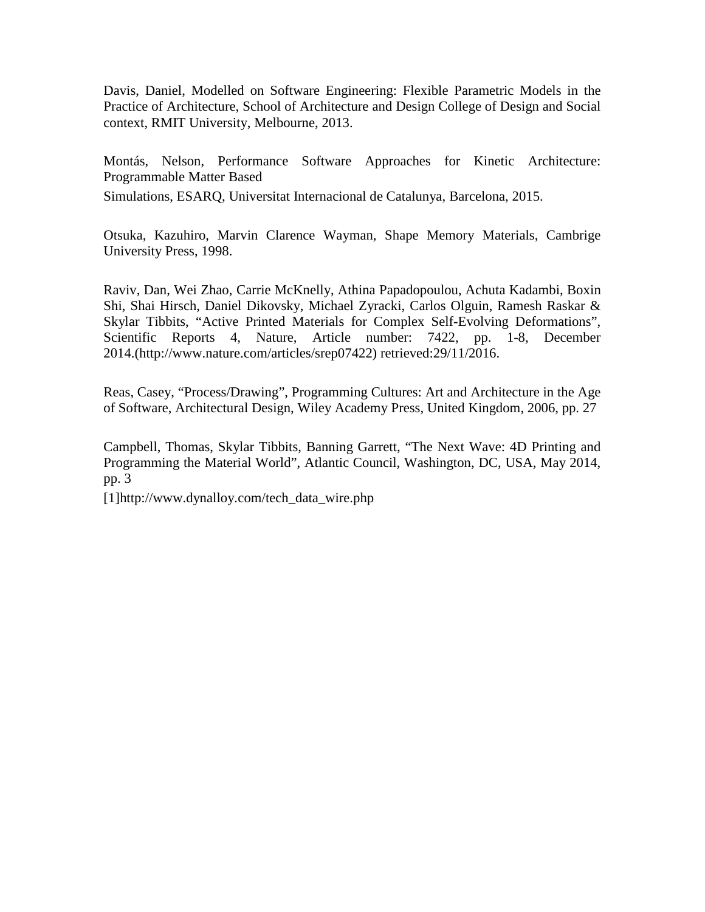Davis, Daniel, Modelled on Software Engineering: Flexible Parametric Models in the Practice of Architecture, School of Architecture and Design College of Design and Social context, RMIT University, Melbourne, 2013.

Montás, Nelson, Performance Software Approaches for Kinetic Architecture: Programmable Matter Based

Simulations, ESARQ, Universitat Internacional de Catalunya, Barcelona, 2015.

Otsuka, Kazuhiro, Marvin Clarence Wayman, Shape Memory Materials, Cambrige University Press, 1998.

Raviv, Dan, Wei Zhao, Carrie McKnelly, Athina Papadopoulou, Achuta Kadambi, Boxin Shi, Shai Hirsch, Daniel Dikovsky, Michael Zyracki, Carlos Olguin, Ramesh Raskar & Skylar Tibbits, "Active Printed Materials for Complex Self-Evolving Deformations", Scientific Reports 4, Nature, Article number: 7422, pp. 1-8, December 2014.(http://www.nature.com/articles/srep07422) retrieved:29/11/2016.

Reas, Casey, "Process/Drawing", Programming Cultures: Art and Architecture in the Age of Software, Architectural Design, Wiley Academy Press, United Kingdom, 2006, pp. 27

Campbell, Thomas, Skylar Tibbits, Banning Garrett, "The Next Wave: 4D Printing and Programming the Material World", Atlantic Council, Washington, DC, USA, May 2014, pp. 3

[1]http://www.dynalloy.com/tech_data_wire.php